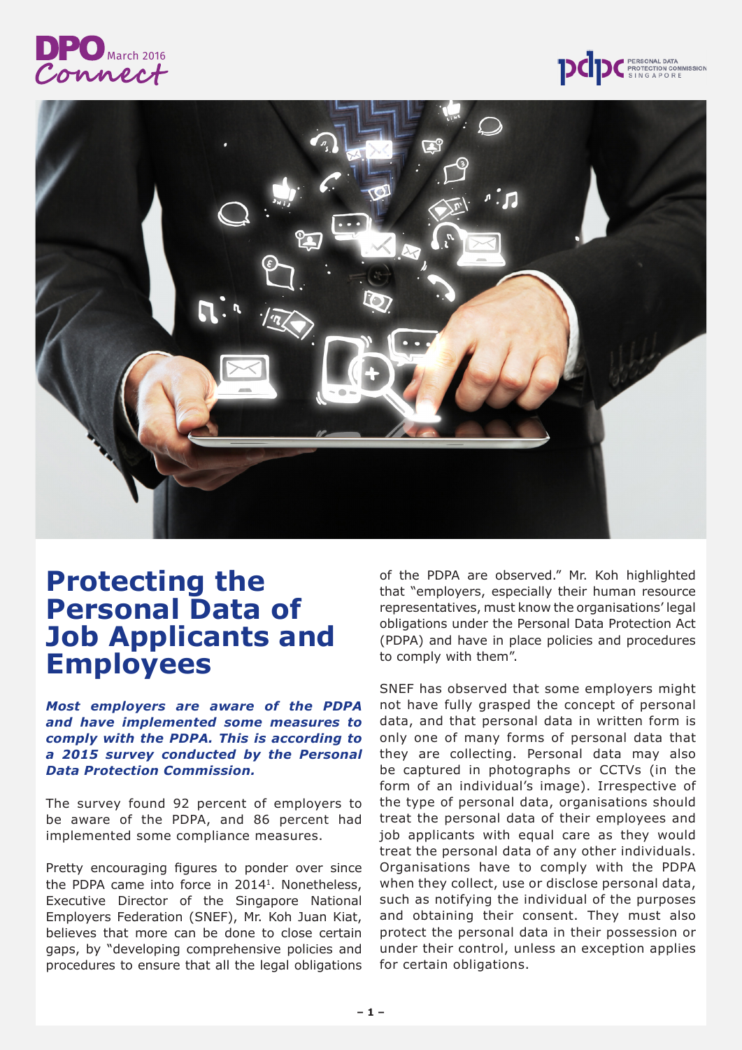# Protecting the Personal Data of Job Applicants and Employees

***Most employers are aware of the PDPA and have implemented some measures to comply with the PDPA. This is according to a 2015 survey conducted by the Personal Data Protection Commission.***

The survey found 92 percent of employers to be aware of the PDPA, and 86 percent had implemented some compliance measures.

Pretty encouraging figures to ponder over since the PDPA came into force in 2014[1]. Nonetheless, Executive Director of the Singapore National Employers Federation (SNEF), Mr. Koh Juan Kiat, believes that more can be done to close certain gaps, by "developing comprehensive policies and procedures to ensure that all the legal obligations of the PDPA are observed." Mr. Koh highlighted that "employers, especially their human resource representatives, must know the organisations' legal obligations under the Personal Data Protection Act (PDPA) and have in place policies and procedures to comply with them".

SNEF has observed that some employers might not have fully grasped the concept of personal data, and that personal data in written form is only one of many forms of personal data that they are collecting. Personal data may also be captured in photographs or CCTVs (in the form of an individual's image). Irrespective of the type of personal data, organisations should treat the personal data of their employees and job applicants with equal care as they would treat the personal data of any other individuals. Organisations have to comply with the PDPA when they collect, use or disclose personal data, such as notifying the individual of the purposes and obtaining their consent. They must also protect the personal data in their possession or under their control, unless an exception applies for certain obligations.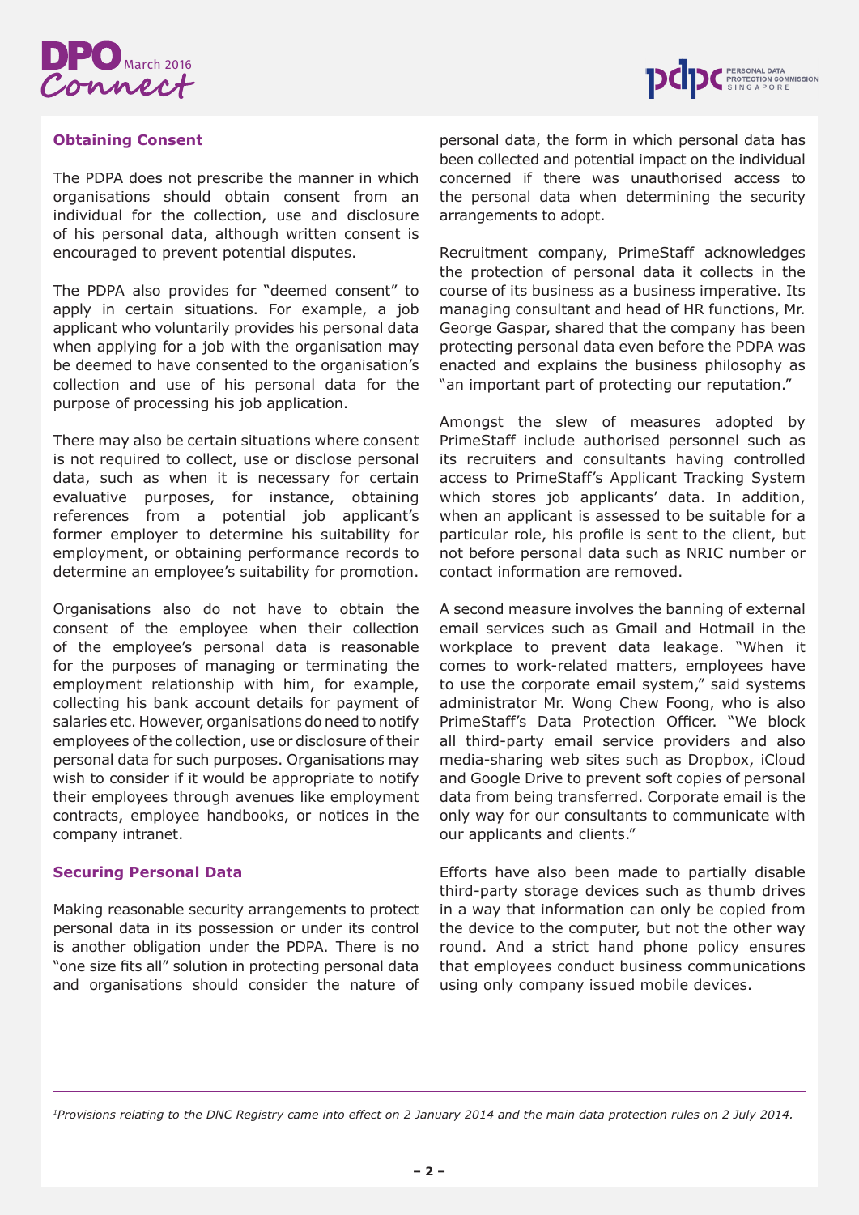## Obtaining Consent

The PDPA does not prescribe the manner in which organisations should obtain consent from an individual for the collection, use and disclosure of his personal data, although written consent is encouraged to prevent potential disputes.

The PDPA also provides for "deemed consent" to apply in certain situations. For example, a job applicant who voluntarily provides his personal data when applying for a job with the organisation may be deemed to have consented to the organisation's collection and use of his personal data for the purpose of processing his job application.

There may also be certain situations where consent is not required to collect, use or disclose personal data, such as when it is necessary for certain evaluative purposes, for instance, obtaining references from a potential job applicant's former employer to determine his suitability for employment, or obtaining performance records to determine an employee's suitability for promotion.

Organisations also do not have to obtain the consent of the employee when their collection of the employee's personal data is reasonable for the purposes of managing or terminating the employment relationship with him, for example, collecting his bank account details for payment of salaries etc. However, organisations do need to notify employees of the collection, use or disclosure of their personal data for such purposes. Organisations may wish to consider if it would be appropriate to notify their employees through avenues like employment contracts, employee handbooks, or notices in the company intranet.

## Securing Personal Data

Making reasonable security arrangements to protect personal data in its possession or under its control is another obligation under the PDPA. There is no "one size fits all" solution in protecting personal data and organisations should consider the nature of personal data, the form in which personal data has been collected and potential impact on the individual concerned if there was unauthorised access to the personal data when determining the security arrangements to adopt.

Recruitment company, PrimeStaff acknowledges the protection of personal data it collects in the course of its business as a business imperative. Its managing consultant and head of HR functions, Mr. George Gaspar, shared that the company has been protecting personal data even before the PDPA was enacted and explains the business philosophy as "an important part of protecting our reputation."

Amongst the slew of measures adopted by PrimeStaff include authorised personnel such as its recruiters and consultants having controlled access to PrimeStaff's Applicant Tracking System which stores job applicants' data. In addition, when an applicant is assessed to be suitable for a particular role, his profile is sent to the client, but not before personal data such as NRIC number or contact information are removed.

A second measure involves the banning of external email services such as Gmail and Hotmail in the workplace to prevent data leakage. "When it comes to work-related matters, employees have to use the corporate email system," said systems administrator Mr. Wong Chew Foong, who is also PrimeStaff's Data Protection Officer. "We block all third-party email service providers and also media-sharing web sites such as Dropbox, iCloud and Google Drive to prevent soft copies of personal data from being transferred. Corporate email is the only way for our consultants to communicate with our applicants and clients."

Efforts have also been made to partially disable third-party storage devices such as thumb drives in a way that information can only be copied from the device to the computer, but not the other way round. And a strict hand phone policy ensures that employees conduct business communications using only company issued mobile devices.

---

*[1]Provisions relating to the DNC Registry came into effect on 2 January 2014 and the main data protection rules on 2 July 2014.*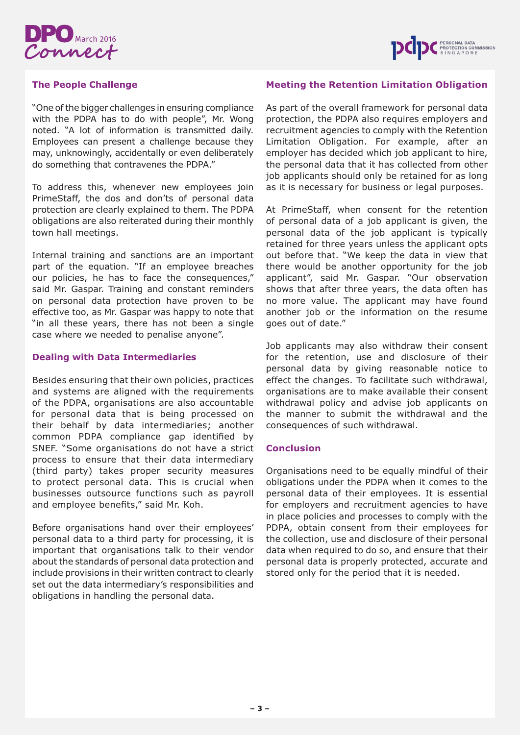## The People Challenge

"One of the bigger challenges in ensuring compliance with the PDPA has to do with people", Mr. Wong noted. "A lot of information is transmitted daily. Employees can present a challenge because they may, unknowingly, accidentally or even deliberately do something that contravenes the PDPA."

To address this, whenever new employees join PrimeStaff, the dos and don'ts of personal data protection are clearly explained to them. The PDPA obligations are also reiterated during their monthly town hall meetings.

Internal training and sanctions are an important part of the equation. "If an employee breaches our policies, he has to face the consequences," said Mr. Gaspar. Training and constant reminders on personal data protection have proven to be effective too, as Mr. Gaspar was happy to note that "in all these years, there has not been a single case where we needed to penalise anyone".

## Dealing with Data Intermediaries

Besides ensuring that their own policies, practices and systems are aligned with the requirements of the PDPA, organisations are also accountable for personal data that is being processed on their behalf by data intermediaries; another common PDPA compliance gap identified by SNEF. "Some organisations do not have a strict process to ensure that their data intermediary (third party) takes proper security measures to protect personal data. This is crucial when businesses outsource functions such as payroll and employee benefits," said Mr. Koh.

Before organisations hand over their employees' personal data to a third party for processing, it is important that organisations talk to their vendor about the standards of personal data protection and include provisions in their written contract to clearly set out the data intermediary's responsibilities and obligations in handling the personal data.

## Meeting the Retention Limitation Obligation

As part of the overall framework for personal data protection, the PDPA also requires employers and recruitment agencies to comply with the Retention Limitation Obligation. For example, after an employer has decided which job applicant to hire, the personal data that it has collected from other job applicants should only be retained for as long as it is necessary for business or legal purposes.

At PrimeStaff, when consent for the retention of personal data of a job applicant is given, the personal data of the job applicant is typically retained for three years unless the applicant opts out before that. "We keep the data in view that there would be another opportunity for the job applicant", said Mr. Gaspar. "Our observation shows that after three years, the data often has no more value. The applicant may have found another job or the information on the resume goes out of date."

Job applicants may also withdraw their consent for the retention, use and disclosure of their personal data by giving reasonable notice to effect the changes. To facilitate such withdrawal, organisations are to make available their consent withdrawal policy and advise job applicants on the manner to submit the withdrawal and the consequences of such withdrawal.

## Conclusion

Organisations need to be equally mindful of their obligations under the PDPA when it comes to the personal data of their employees. It is essential for employers and recruitment agencies to have in place policies and processes to comply with the PDPA, obtain consent from their employees for the collection, use and disclosure of their personal data when required to do so, and ensure that their personal data is properly protected, accurate and stored only for the period that it is needed.